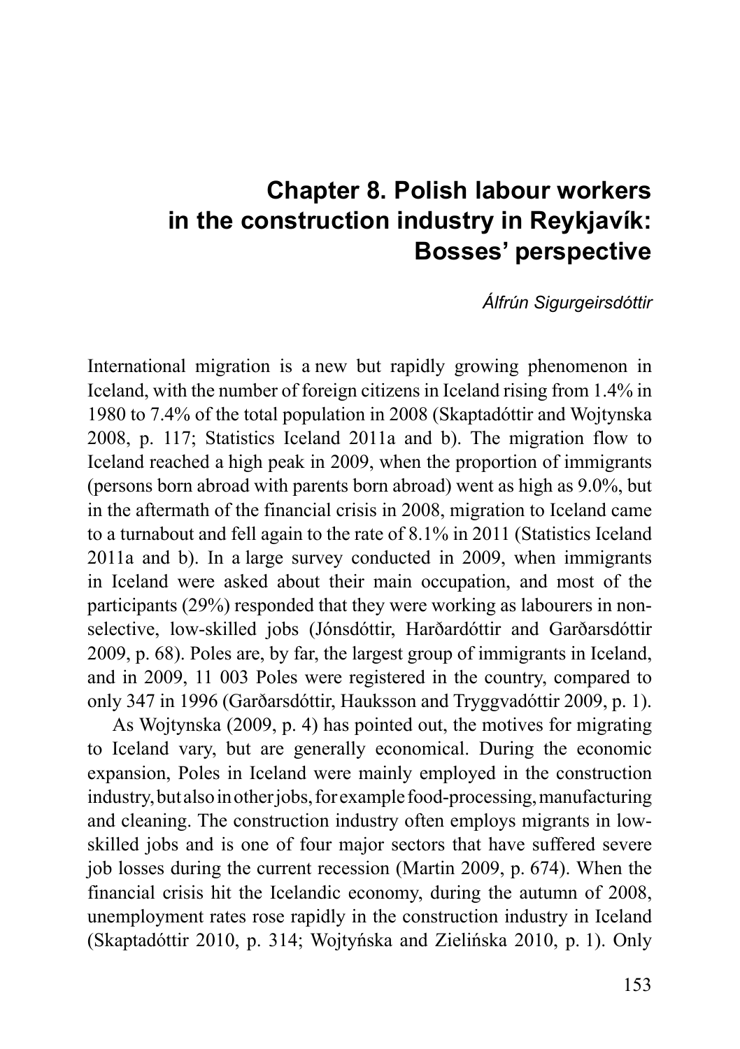# Chapter 8. Polish labour workers in the construction industry in Reykjavík: Bosses' perspective

*Álfrún Sigurgeirsdóttir*

International migration is a new but rapidly growing phenomenon in Iceland, with the number of foreign citizens in Iceland rising from 1.4% in 1980 to 7.4% of the total population in 2008 (Skaptadóttir and Wojtynska 2008, p. 117; Statistics Iceland 2011a and b). The migration flow to Iceland reached a high peak in 2009, when the proportion of immigrants (persons born abroad with parents born abroad) went as high as 9.0%, but in the aftermath of the financial crisis in 2008, migration to Iceland came to a turnabout and fell again to the rate of 8.1% in 2011 (Statistics Iceland 2011a and b). In a large survey conducted in 2009, when immigrants in Iceland were asked about their main occupation, and most of the participants (29%) responded that they were working as labourers in non-selective, low-skilled jobs (Jónsdóttir, Harðardóttir and Garðarsdóttir 2009, p. 68). Poles are, by far, the largest group of immigrants in Iceland, and in 2009, 11 003 Poles were registered in the country, compared to only 347 in 1996 (Garðarsdóttir, Hauksson and Tryggvadóttir 2009, p. 1).

As Wojtynska (2009, p. 4) has pointed out, the motives for migrating to Iceland vary, but are generally economical. During the economic expansion, Poles in Iceland were mainly employed in the construction industry, but also in other jobs, for example food-processing, manufacturing and cleaning. The construction industry often employs migrants in low-skilled jobs and is one of four major sectors that have suffered severe job losses during the current recession (Martin 2009, p. 674). When the financial crisis hit the Icelandic economy, during the autumn of 2008, unemployment rates rose rapidly in the construction industry in Iceland (Skaptadóttir 2010, p. 314; Wojtyńska and Zielińska 2010, p. 1). Only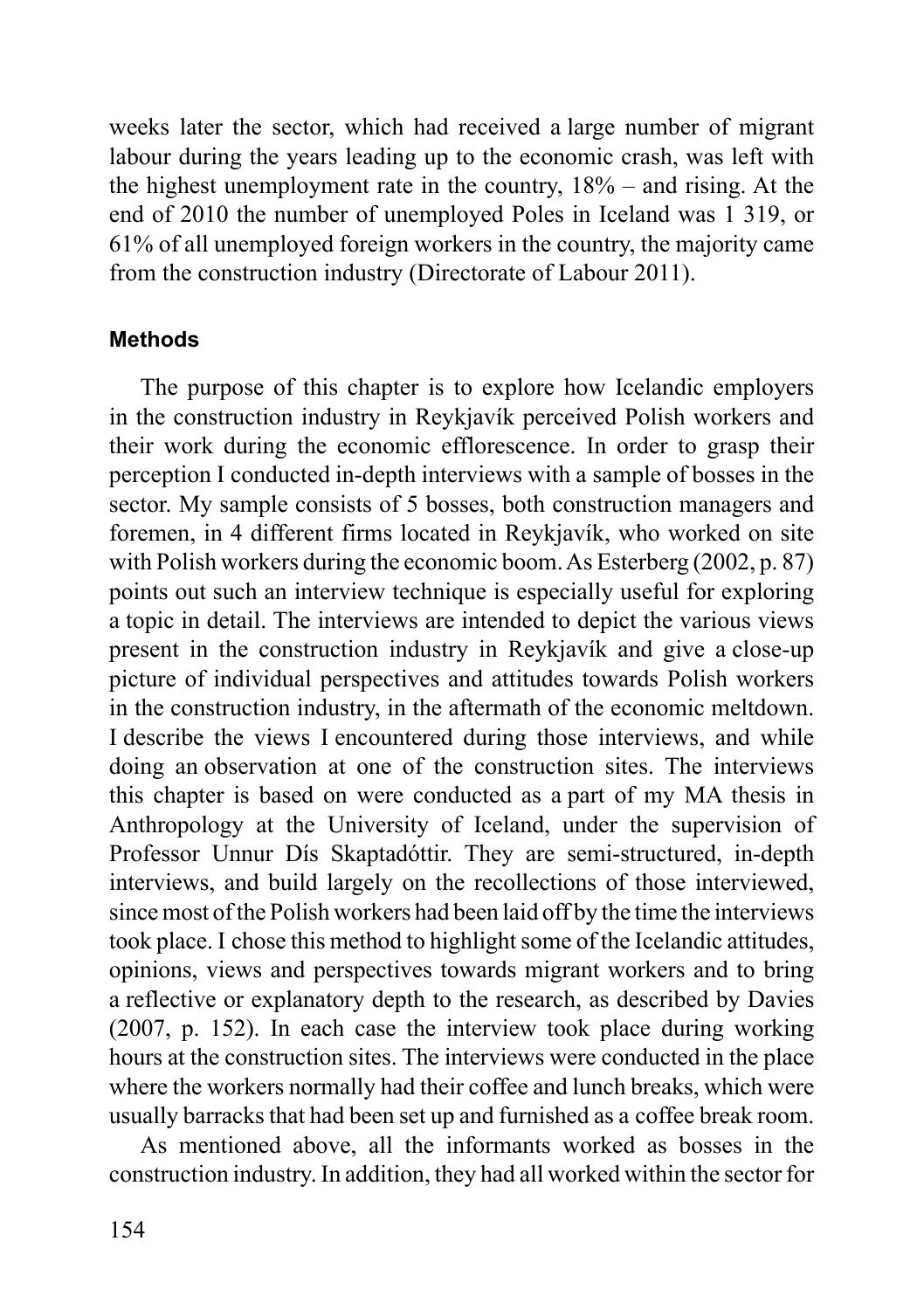weeks later the sector, which had received a large number of migrant labour during the years leading up to the economic crash, was left with the highest unemployment rate in the country, 18% – and rising. At the end of 2010 the number of unemployed Poles in Iceland was 1 319, or 61% of all unemployed foreign workers in the country, the majority came from the construction industry (Directorate of Labour 2011).

### Methods

The purpose of this chapter is to explore how Icelandic employers in the construction industry in Reykjavík perceived Polish workers and their work during the economic efflorescence. In order to grasp their perception I conducted in-depth interviews with a sample of bosses in the sector. My sample consists of 5 bosses, both construction managers and foremen, in 4 different firms located in Reykjavík, who worked on site with Polish workers during the economic boom. As Esterberg (2002, p. 87) points out such an interview technique is especially useful for exploring a topic in detail. The interviews are intended to depict the various views present in the construction industry in Reykjavík and give a close-up picture of individual perspectives and attitudes towards Polish workers in the construction industry, in the aftermath of the economic meltdown. I describe the views I encountered during those interviews, and while doing an observation at one of the construction sites. The interviews this chapter is based on were conducted as a part of my MA thesis in Anthropology at the University of Iceland, under the supervision of Professor Unnur Dís Skaptadóttir. They are semi-structured, in-depth interviews, and build largely on the recollections of those interviewed, since most of the Polish workers had been laid off by the time the interviews took place. I chose this method to highlight some of the Icelandic attitudes, opinions, views and perspectives towards migrant workers and to bring a reflective or explanatory depth to the research, as described by Davies (2007, p. 152). In each case the interview took place during working hours at the construction sites. The interviews were conducted in the place where the workers normally had their coffee and lunch breaks, which were usually barracks that had been set up and furnished as a coffee break room.

As mentioned above, all the informants worked as bosses in the construction industry. In addition, they had all worked within the sector for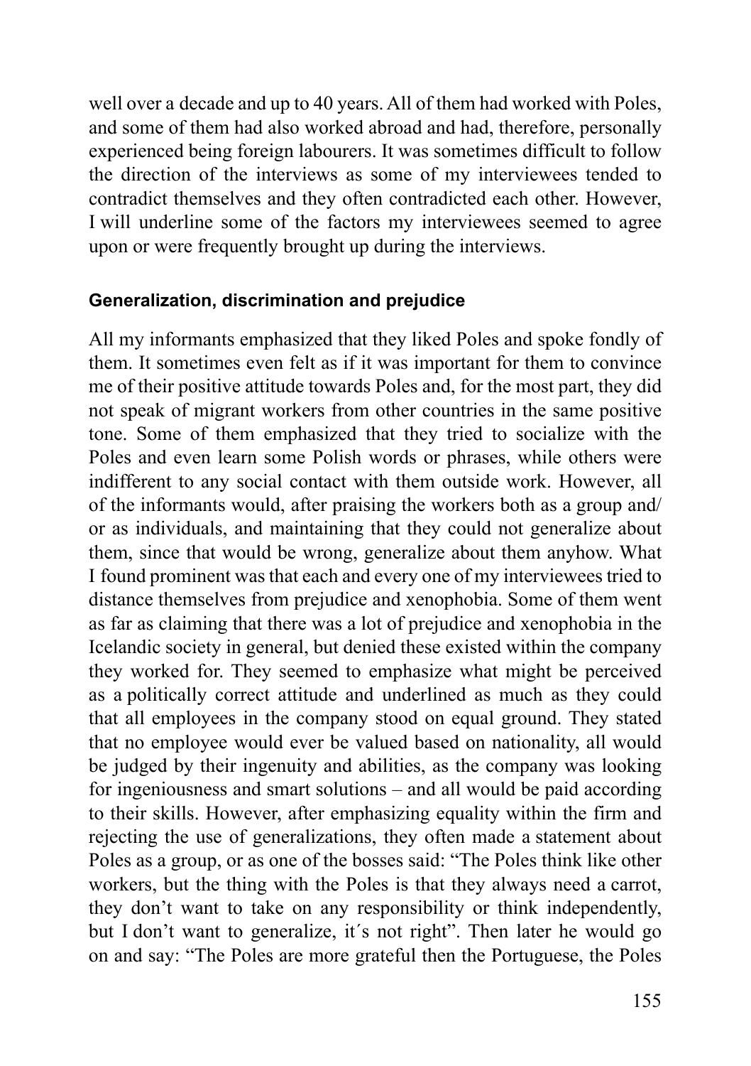well over a decade and up to 40 years. All of them had worked with Poles, and some of them had also worked abroad and had, therefore, personally experienced being foreign labourers. It was sometimes difficult to follow the direction of the interviews as some of my interviewees tended to contradict themselves and they often contradicted each other. However, I will underline some of the factors my interviewees seemed to agree upon or were frequently brought up during the interviews.

### Generalization, discrimination and prejudice

All my informants emphasized that they liked Poles and spoke fondly of them. It sometimes even felt as if it was important for them to convince me of their positive attitude towards Poles and, for the most part, they did not speak of migrant workers from other countries in the same positive tone. Some of them emphasized that they tried to socialize with the Poles and even learn some Polish words or phrases, while others were indifferent to any social contact with them outside work. However, all of the informants would, after praising the workers both as a group and/or as individuals, and maintaining that they could not generalize about them, since that would be wrong, generalize about them anyhow. What I found prominent was that each and every one of my interviewees tried to distance themselves from prejudice and xenophobia. Some of them went as far as claiming that there was a lot of prejudice and xenophobia in the Icelandic society in general, but denied these existed within the company they worked for. They seemed to emphasize what might be perceived as a politically correct attitude and underlined as much as they could that all employees in the company stood on equal ground. They stated that no employee would ever be valued based on nationality, all would be judged by their ingenuity and abilities, as the company was looking for ingeniousness and smart solutions – and all would be paid according to their skills. However, after emphasizing equality within the firm and rejecting the use of generalizations, they often made a statement about Poles as a group, or as one of the bosses said: "The Poles think like other workers, but the thing with the Poles is that they always need a carrot, they don't want to take on any responsibility or think independently, but I don't want to generalize, it´s not right". Then later he would go on and say: "The Poles are more grateful then the Portuguese, the Poles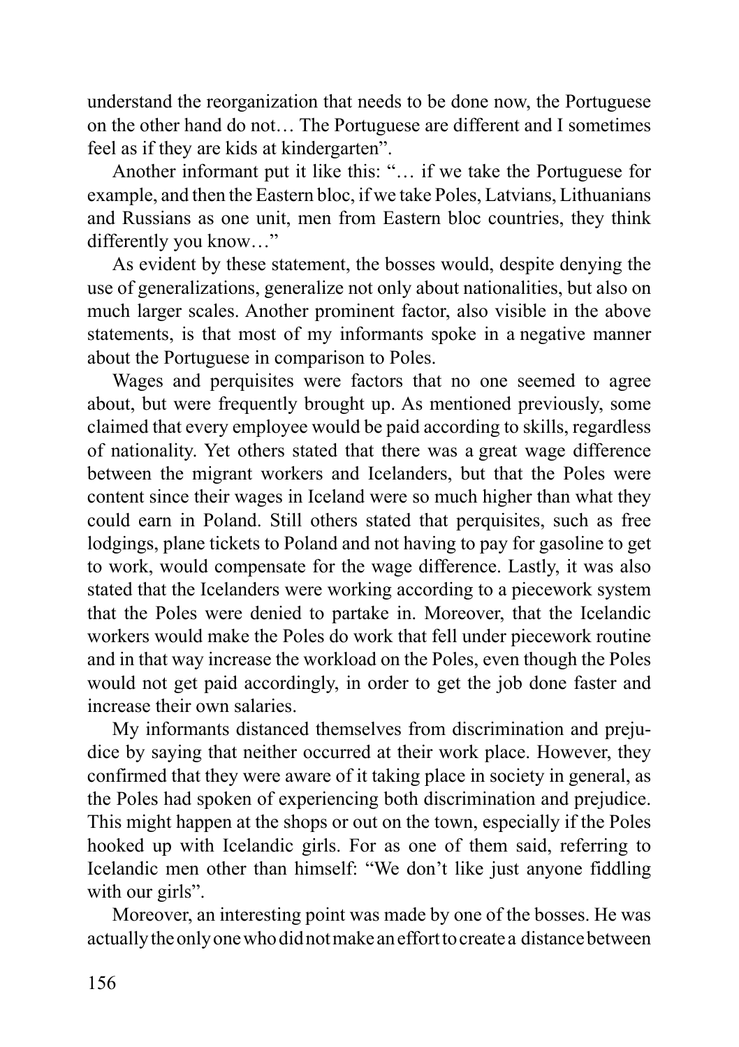understand the reorganization that needs to be done now, the Portuguese on the other hand do not… The Portuguese are different and I sometimes feel as if they are kids at kindergarten".

Another informant put it like this: "… if we take the Portuguese for example, and then the Eastern bloc, if we take Poles, Latvians, Lithuanians and Russians as one unit, men from Eastern bloc countries, they think differently you know…"

As evident by these statement, the bosses would, despite denying the use of generalizations, generalize not only about nationalities, but also on much larger scales. Another prominent factor, also visible in the above statements, is that most of my informants spoke in a negative manner about the Portuguese in comparison to Poles.

Wages and perquisites were factors that no one seemed to agree about, but were frequently brought up. As mentioned previously, some claimed that every employee would be paid according to skills, regardless of nationality. Yet others stated that there was a great wage difference between the migrant workers and Icelanders, but that the Poles were content since their wages in Iceland were so much higher than what they could earn in Poland. Still others stated that perquisites, such as free lodgings, plane tickets to Poland and not having to pay for gasoline to get to work, would compensate for the wage difference. Lastly, it was also stated that the Icelanders were working according to a piecework system that the Poles were denied to partake in. Moreover, that the Icelandic workers would make the Poles do work that fell under piecework routine and in that way increase the workload on the Poles, even though the Poles would not get paid accordingly, in order to get the job done faster and increase their own salaries.

My informants distanced themselves from discrimination and prejudice by saying that neither occurred at their work place. However, they confirmed that they were aware of it taking place in society in general, as the Poles had spoken of experiencing both discrimination and prejudice. This might happen at the shops or out on the town, especially if the Poles hooked up with Icelandic girls. For as one of them said, referring to Icelandic men other than himself: "We don't like just anyone fiddling with our girls".

Moreover, an interesting point was made by one of the bosses. He was actually the only one who did not make an effort to create a distance between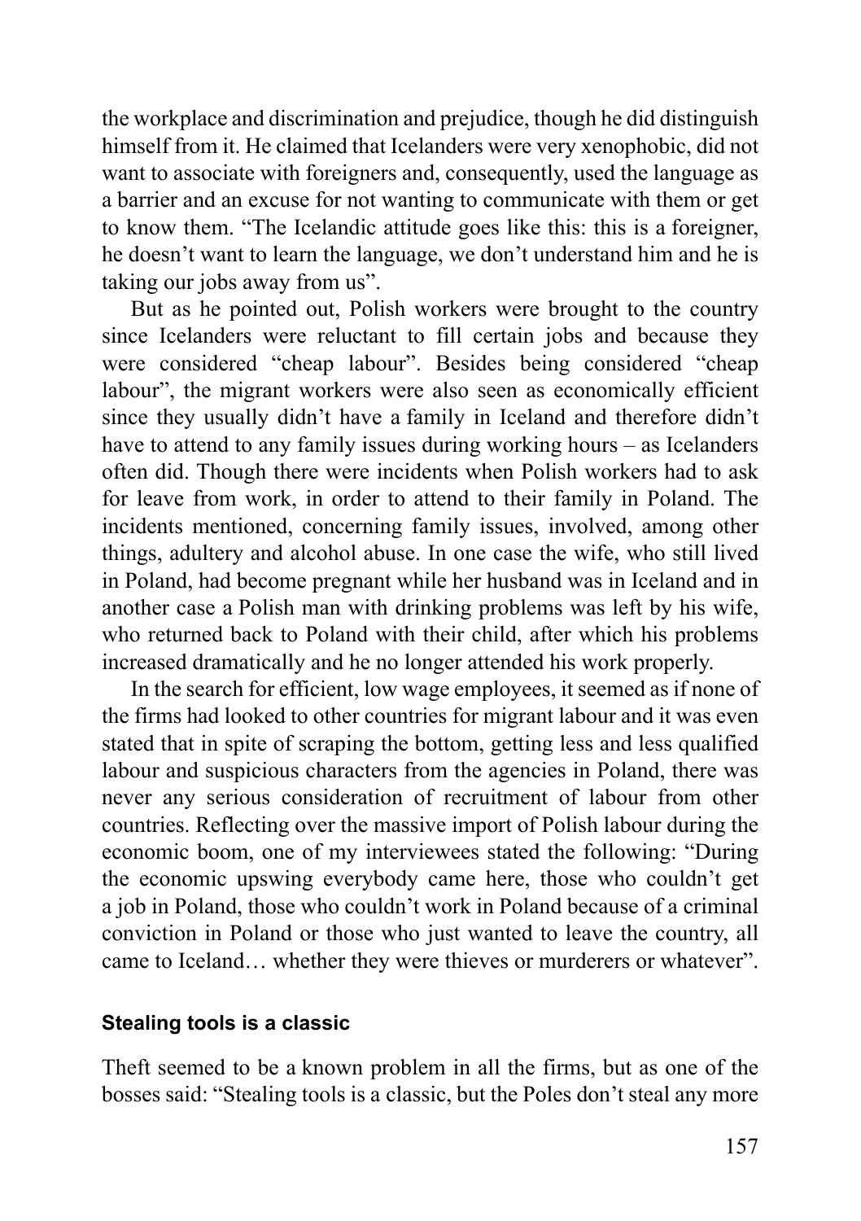the workplace and discrimination and prejudice, though he did distinguish himself from it. He claimed that Icelanders were very xenophobic, did not want to associate with foreigners and, consequently, used the language as a barrier and an excuse for not wanting to communicate with them or get to know them. "The Icelandic attitude goes like this: this is a foreigner, he doesn't want to learn the language, we don't understand him and he is taking our jobs away from us".

But as he pointed out, Polish workers were brought to the country since Icelanders were reluctant to fill certain jobs and because they were considered "cheap labour". Besides being considered "cheap labour", the migrant workers were also seen as economically efficient since they usually didn't have a family in Iceland and therefore didn't have to attend to any family issues during working hours – as Icelanders often did. Though there were incidents when Polish workers had to ask for leave from work, in order to attend to their family in Poland. The incidents mentioned, concerning family issues, involved, among other things, adultery and alcohol abuse. In one case the wife, who still lived in Poland, had become pregnant while her husband was in Iceland and in another case a Polish man with drinking problems was left by his wife, who returned back to Poland with their child, after which his problems increased dramatically and he no longer attended his work properly.

In the search for efficient, low wage employees, it seemed as if none of the firms had looked to other countries for migrant labour and it was even stated that in spite of scraping the bottom, getting less and less qualified labour and suspicious characters from the agencies in Poland, there was never any serious consideration of recruitment of labour from other countries. Reflecting over the massive import of Polish labour during the economic boom, one of my interviewees stated the following: "During the economic upswing everybody came here, those who couldn't get a job in Poland, those who couldn't work in Poland because of a criminal conviction in Poland or those who just wanted to leave the country, all came to Iceland… whether they were thieves or murderers or whatever".

### Stealing tools is a classic

Theft seemed to be a known problem in all the firms, but as one of the bosses said: "Stealing tools is a classic, but the Poles don't steal any more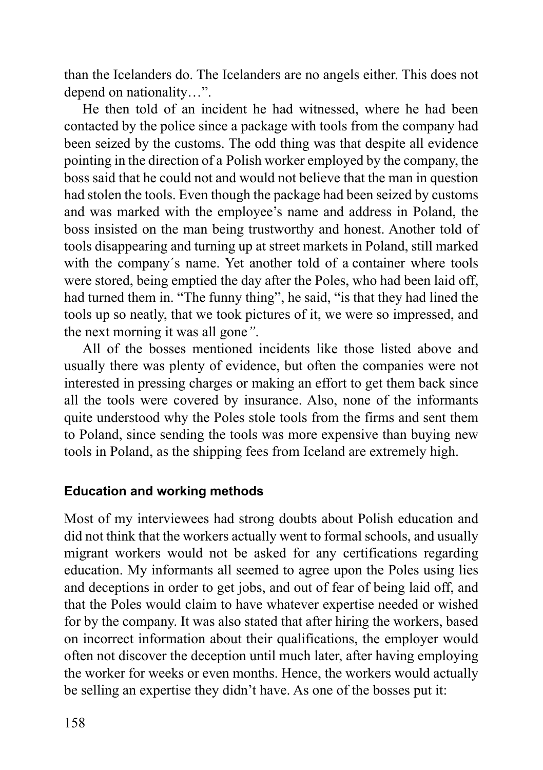than the Icelanders do. The Icelanders are no angels either. This does not depend on nationality…".

He then told of an incident he had witnessed, where he had been contacted by the police since a package with tools from the company had been seized by the customs. The odd thing was that despite all evidence pointing in the direction of a Polish worker employed by the company, the boss said that he could not and would not believe that the man in question had stolen the tools. Even though the package had been seized by customs and was marked with the employee's name and address in Poland, the boss insisted on the man being trustworthy and honest. Another told of tools disappearing and turning up at street markets in Poland, still marked with the company´s name. Yet another told of a container where tools were stored, being emptied the day after the Poles, who had been laid off, had turned them in. "The funny thing", he said, "is that they had lined the tools up so neatly, that we took pictures of it, we were so impressed, and the next morning it was all gone*"*.

All of the bosses mentioned incidents like those listed above and usually there was plenty of evidence, but often the companies were not interested in pressing charges or making an effort to get them back since all the tools were covered by insurance. Also, none of the informants quite understood why the Poles stole tools from the firms and sent them to Poland, since sending the tools was more expensive than buying new tools in Poland, as the shipping fees from Iceland are extremely high.

### Education and working methods

Most of my interviewees had strong doubts about Polish education and did not think that the workers actually went to formal schools, and usually migrant workers would not be asked for any certifications regarding education. My informants all seemed to agree upon the Poles using lies and deceptions in order to get jobs, and out of fear of being laid off, and that the Poles would claim to have whatever expertise needed or wished for by the company. It was also stated that after hiring the workers, based on incorrect information about their qualifications, the employer would often not discover the deception until much later, after having employing the worker for weeks or even months. Hence, the workers would actually be selling an expertise they didn't have. As one of the bosses put it: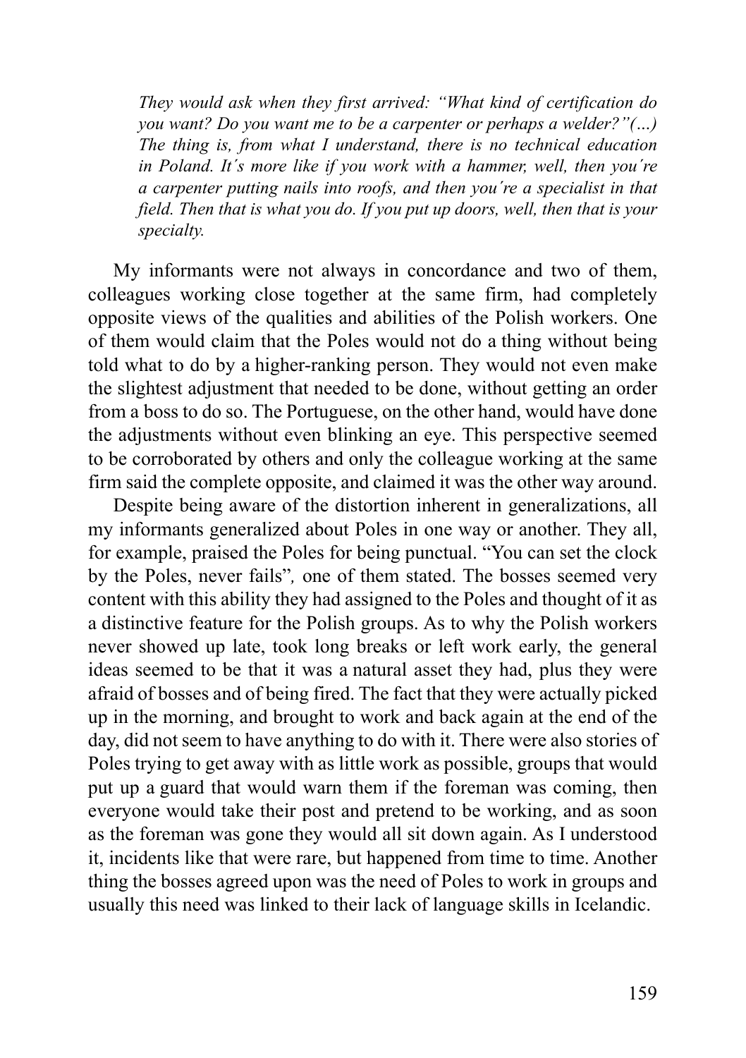> *They would ask when they first arrived: "What kind of certification do you want? Do you want me to be a carpenter or perhaps a welder?"(...) The thing is, from what I understand, there is no technical education in Poland. It´s more like if you work with a hammer, well, then you´re a carpenter putting nails into roofs, and then you´re a specialist in that field. Then that is what you do. If you put up doors, well, then that is your specialty.*

My informants were not always in concordance and two of them, colleagues working close together at the same firm, had completely opposite views of the qualities and abilities of the Polish workers. One of them would claim that the Poles would not do a thing without being told what to do by a higher-ranking person. They would not even make the slightest adjustment that needed to be done, without getting an order from a boss to do so. The Portuguese, on the other hand, would have done the adjustments without even blinking an eye. This perspective seemed to be corroborated by others and only the colleague working at the same firm said the complete opposite, and claimed it was the other way around.

Despite being aware of the distortion inherent in generalizations, all my informants generalized about Poles in one way or another. They all, for example, praised the Poles for being punctual. "You can set the clock by the Poles, never fails"*,* one of them stated. The bosses seemed very content with this ability they had assigned to the Poles and thought of it as a distinctive feature for the Polish groups. As to why the Polish workers never showed up late, took long breaks or left work early, the general ideas seemed to be that it was a natural asset they had, plus they were afraid of bosses and of being fired. The fact that they were actually picked up in the morning, and brought to work and back again at the end of the day, did not seem to have anything to do with it. There were also stories of Poles trying to get away with as little work as possible, groups that would put up a guard that would warn them if the foreman was coming, then everyone would take their post and pretend to be working, and as soon as the foreman was gone they would all sit down again. As I understood it, incidents like that were rare, but happened from time to time. Another thing the bosses agreed upon was the need of Poles to work in groups and usually this need was linked to their lack of language skills in Icelandic.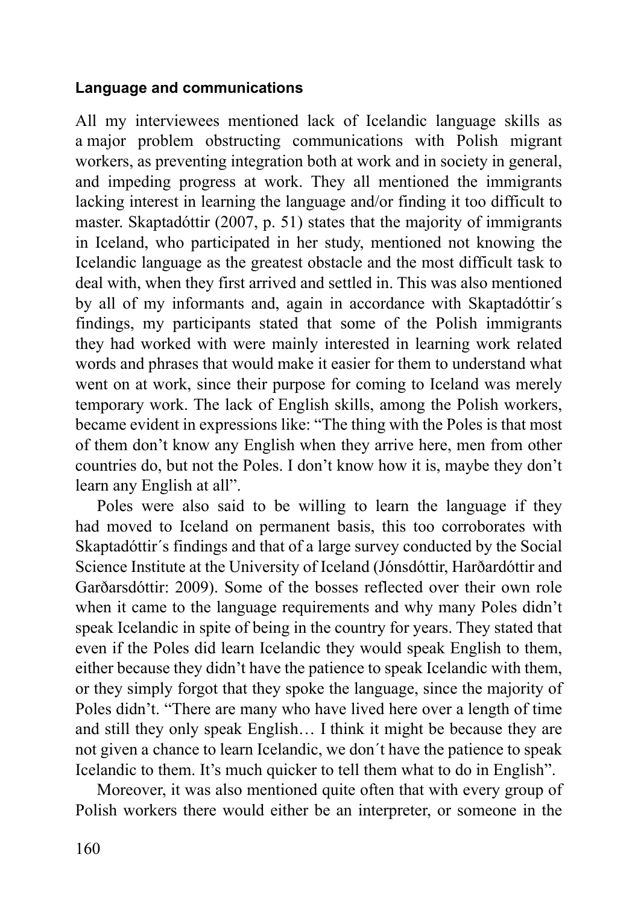### Language and communications

All my interviewees mentioned lack of Icelandic language skills as a major problem obstructing communications with Polish migrant workers, as preventing integration both at work and in society in general, and impeding progress at work. They all mentioned the immigrants lacking interest in learning the language and/or finding it too difficult to master. Skaptadóttir (2007, p. 51) states that the majority of immigrants in Iceland, who participated in her study, mentioned not knowing the Icelandic language as the greatest obstacle and the most difficult task to deal with, when they first arrived and settled in. This was also mentioned by all of my informants and, again in accordance with Skaptadóttir´s findings, my participants stated that some of the Polish immigrants they had worked with were mainly interested in learning work related words and phrases that would make it easier for them to understand what went on at work, since their purpose for coming to Iceland was merely temporary work. The lack of English skills, among the Polish workers, became evident in expressions like: "The thing with the Poles is that most of them don't know any English when they arrive here, men from other countries do, but not the Poles. I don't know how it is, maybe they don't learn any English at all".

Poles were also said to be willing to learn the language if they had moved to Iceland on permanent basis, this too corroborates with Skaptadóttir´s findings and that of a large survey conducted by the Social Science Institute at the University of Iceland (Jónsdóttir, Harðardóttir and Garðarsdóttir: 2009). Some of the bosses reflected over their own role when it came to the language requirements and why many Poles didn't speak Icelandic in spite of being in the country for years. They stated that even if the Poles did learn Icelandic they would speak English to them, either because they didn't have the patience to speak Icelandic with them, or they simply forgot that they spoke the language, since the majority of Poles didn't. "There are many who have lived here over a length of time and still they only speak English… I think it might be because they are not given a chance to learn Icelandic, we don´t have the patience to speak Icelandic to them. It's much quicker to tell them what to do in English".

Moreover, it was also mentioned quite often that with every group of Polish workers there would either be an interpreter, or someone in the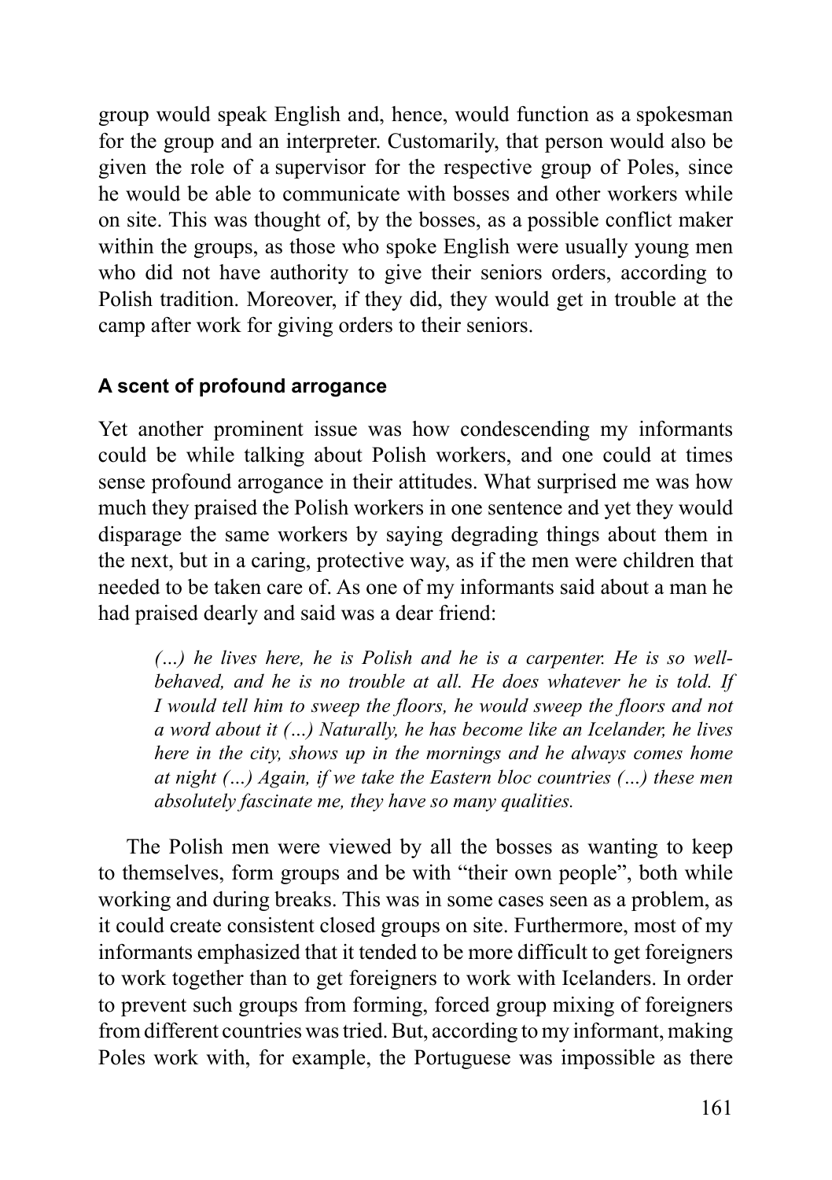group would speak English and, hence, would function as a spokesman for the group and an interpreter. Customarily, that person would also be given the role of a supervisor for the respective group of Poles, since he would be able to communicate with bosses and other workers while on site. This was thought of, by the bosses, as a possible conflict maker within the groups, as those who spoke English were usually young men who did not have authority to give their seniors orders, according to Polish tradition. Moreover, if they did, they would get in trouble at the camp after work for giving orders to their seniors.

#### A scent of profound arrogance

Yet another prominent issue was how condescending my informants could be while talking about Polish workers, and one could at times sense profound arrogance in their attitudes. What surprised me was how much they praised the Polish workers in one sentence and yet they would disparage the same workers by saying degrading things about them in the next, but in a caring, protective way, as if the men were children that needed to be taken care of. As one of my informants said about a man he had praised dearly and said was a dear friend:

> *(…) he lives here, he is Polish and he is a carpenter. He is so well-behaved, and he is no trouble at all. He does whatever he is told. If I would tell him to sweep the floors, he would sweep the floors and not a word about it (…) Naturally, he has become like an Icelander, he lives here in the city, shows up in the mornings and he always comes home at night (…) Again, if we take the Eastern bloc countries (…) these men absolutely fascinate me, they have so many qualities.*

The Polish men were viewed by all the bosses as wanting to keep to themselves, form groups and be with "their own people", both while working and during breaks. This was in some cases seen as a problem, as it could create consistent closed groups on site. Furthermore, most of my informants emphasized that it tended to be more difficult to get foreigners to work together than to get foreigners to work with Icelanders. In order to prevent such groups from forming, forced group mixing of foreigners from different countries was tried. But, according to my informant, making Poles work with, for example, the Portuguese was impossible as there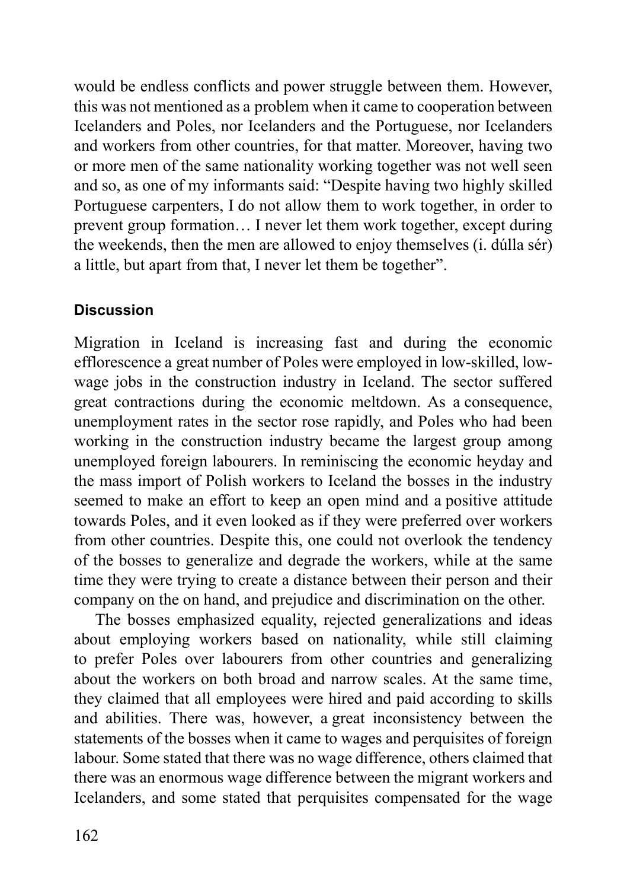would be endless conflicts and power struggle between them. However, this was not mentioned as a problem when it came to cooperation between Icelanders and Poles, nor Icelanders and the Portuguese, nor Icelanders and workers from other countries, for that matter. Moreover, having two or more men of the same nationality working together was not well seen and so, as one of my informants said: "Despite having two highly skilled Portuguese carpenters, I do not allow them to work together, in order to prevent group formation… I never let them work together, except during the weekends, then the men are allowed to enjoy themselves (i. dúlla sér) a little, but apart from that, I never let them be together".

### Discussion

Migration in Iceland is increasing fast and during the economic efflorescence a great number of Poles were employed in low-skilled, low-wage jobs in the construction industry in Iceland. The sector suffered great contractions during the economic meltdown. As a consequence, unemployment rates in the sector rose rapidly, and Poles who had been working in the construction industry became the largest group among unemployed foreign labourers. In reminiscing the economic heyday and the mass import of Polish workers to Iceland the bosses in the industry seemed to make an effort to keep an open mind and a positive attitude towards Poles, and it even looked as if they were preferred over workers from other countries. Despite this, one could not overlook the tendency of the bosses to generalize and degrade the workers, while at the same time they were trying to create a distance between their person and their company on the on hand, and prejudice and discrimination on the other.

The bosses emphasized equality, rejected generalizations and ideas about employing workers based on nationality, while still claiming to prefer Poles over labourers from other countries and generalizing about the workers on both broad and narrow scales. At the same time, they claimed that all employees were hired and paid according to skills and abilities. There was, however, a great inconsistency between the statements of the bosses when it came to wages and perquisites of foreign labour. Some stated that there was no wage difference, others claimed that there was an enormous wage difference between the migrant workers and Icelanders, and some stated that perquisites compensated for the wage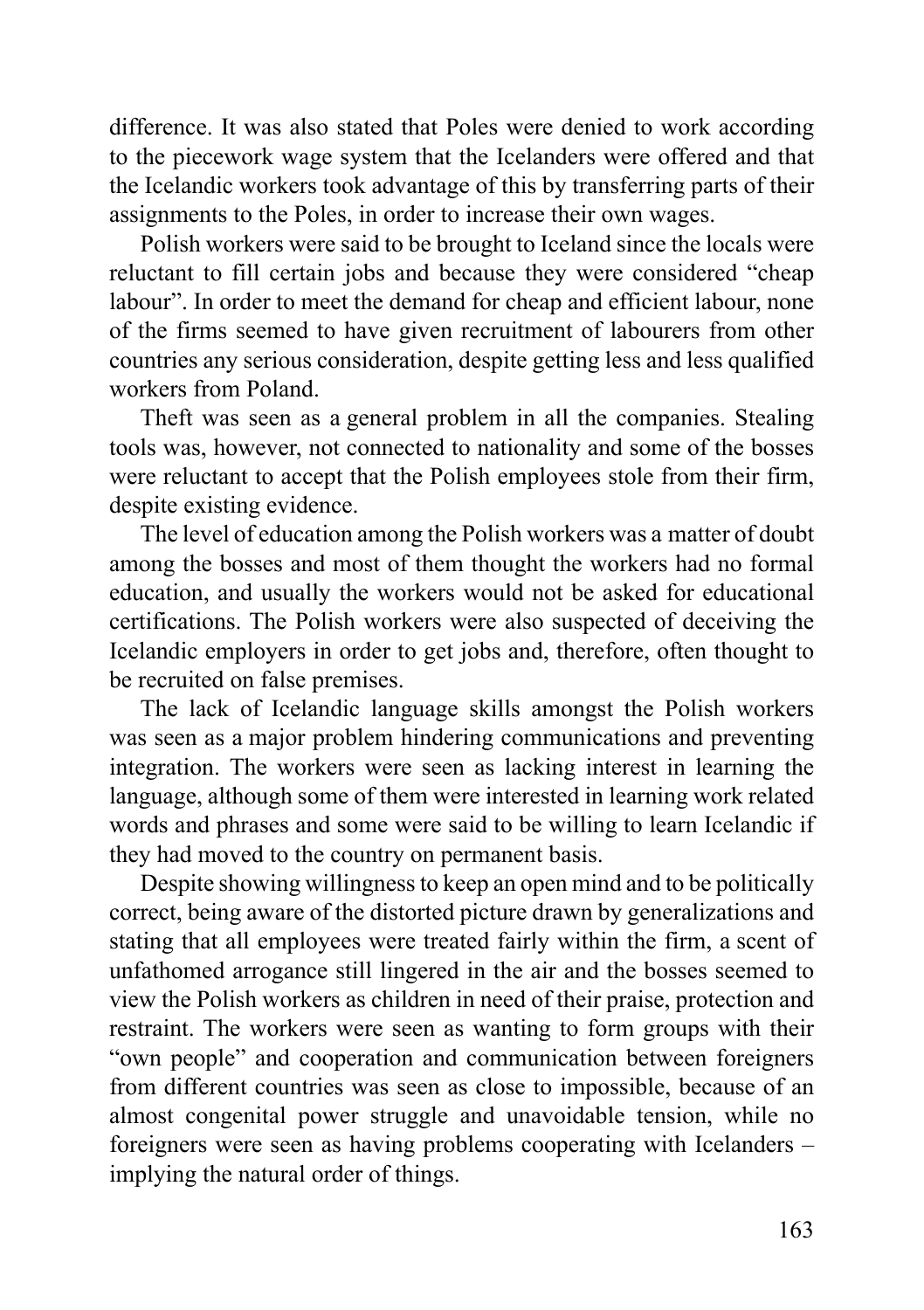difference. It was also stated that Poles were denied to work according to the piecework wage system that the Icelanders were offered and that the Icelandic workers took advantage of this by transferring parts of their assignments to the Poles, in order to increase their own wages.

Polish workers were said to be brought to Iceland since the locals were reluctant to fill certain jobs and because they were considered “cheap labour”. In order to meet the demand for cheap and efficient labour, none of the firms seemed to have given recruitment of labourers from other countries any serious consideration, despite getting less and less qualified workers from Poland.

Theft was seen as a general problem in all the companies. Stealing tools was, however, not connected to nationality and some of the bosses were reluctant to accept that the Polish employees stole from their firm, despite existing evidence.

The level of education among the Polish workers was a matter of doubt among the bosses and most of them thought the workers had no formal education, and usually the workers would not be asked for educational certifications. The Polish workers were also suspected of deceiving the Icelandic employers in order to get jobs and, therefore, often thought to be recruited on false premises.

The lack of Icelandic language skills amongst the Polish workers was seen as a major problem hindering communications and preventing integration. The workers were seen as lacking interest in learning the language, although some of them were interested in learning work related words and phrases and some were said to be willing to learn Icelandic if they had moved to the country on permanent basis.

Despite showing willingness to keep an open mind and to be politically correct, being aware of the distorted picture drawn by generalizations and stating that all employees were treated fairly within the firm, a scent of unfathomed arrogance still lingered in the air and the bosses seemed to view the Polish workers as children in need of their praise, protection and restraint. The workers were seen as wanting to form groups with their “own people” and cooperation and communication between foreigners from different countries was seen as close to impossible, because of an almost congenital power struggle and unavoidable tension, while no foreigners were seen as having problems cooperating with Icelanders – implying the natural order of things.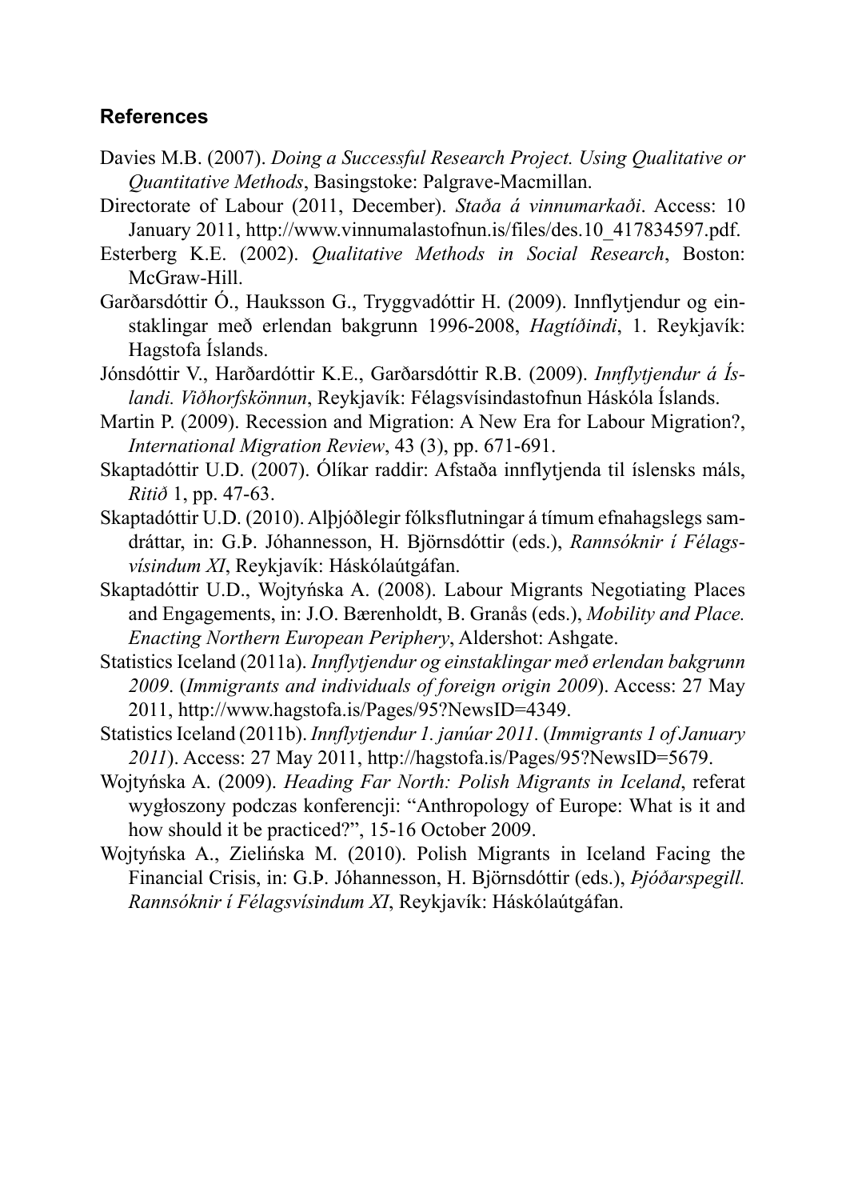## References

Davies M.B. (2007). *Doing a Successful Research Project. Using Qualitative or Quantitative Methods*, Basingstoke: Palgrave-Macmillan.

Directorate of Labour (2011, December). *Staða á vinnumarkaði*. Access: 10 January 2011, http://www.vinnumalastofnun.is/files/des.10_417834597.pdf.

Esterberg K.E. (2002). *Qualitative Methods in Social Research*, Boston: McGraw-Hill.

Garðarsdóttir Ó., Hauksson G., Tryggvadóttir H. (2009). Innflytjendur og einstaklingar með erlendan bakgrunn 1996-2008, *Hagtíðindi*, 1. Reykjavík: Hagstofa Íslands.

Jónsdóttir V., Harðardóttir K.E., Garðarsdóttir R.B. (2009). *Innflytjendur á Íslandi. Viðhorfskönnun*, Reykjavík: Félagsvísindastofnun Háskóla Íslands.

Martin P. (2009). Recession and Migration: A New Era for Labour Migration?, *International Migration Review*, 43 (3), pp. 671-691.

Skaptadóttir U.D. (2007). Ólíkar raddir: Afstaða innflytjenda til íslensks máls, *Ritið* 1, pp. 47-63.

Skaptadóttir U.D. (2010). Alþjóðlegir fólksflutningar á tímum efnahagslegs samdráttar, in: G.Þ. Jóhannesson, H. Björnsdóttir (eds.), *Rannsóknir í Félagsvísindum XI*, Reykjavík: Háskólaútgáfan.

Skaptadóttir U.D., Wojtyńska A. (2008). Labour Migrants Negotiating Places and Engagements, in: J.O. Bærenholdt, B. Granås (eds.), *Mobility and Place. Enacting Northern European Periphery*, Aldershot: Ashgate.

Statistics Iceland (2011a). *Innflytjendur og einstaklingar með erlendan bakgrunn 2009*. (*Immigrants and individuals of foreign origin 2009*). Access: 27 May 2011, http://www.hagstofa.is/Pages/95?NewsID=4349.

Statistics Iceland (2011b). *Innflytjendur 1. janúar 2011.* (*Immigrants 1 of January 2011*). Access: 27 May 2011, http://hagstofa.is/Pages/95?NewsID=5679.

Wojtyńska A. (2009). *Heading Far North: Polish Migrants in Iceland*, referat wygłoszony podczas konferencji: "Anthropology of Europe: What is it and how should it be practiced?", 15-16 October 2009.

Wojtyńska A., Zielińska M. (2010). Polish Migrants in Iceland Facing the Financial Crisis, in: G.Þ. Jóhannesson, H. Björnsdóttir (eds.), *Þjóðarspegill. Rannsóknir í Félagsvísindum XI*, Reykjavík: Háskólaútgáfan.